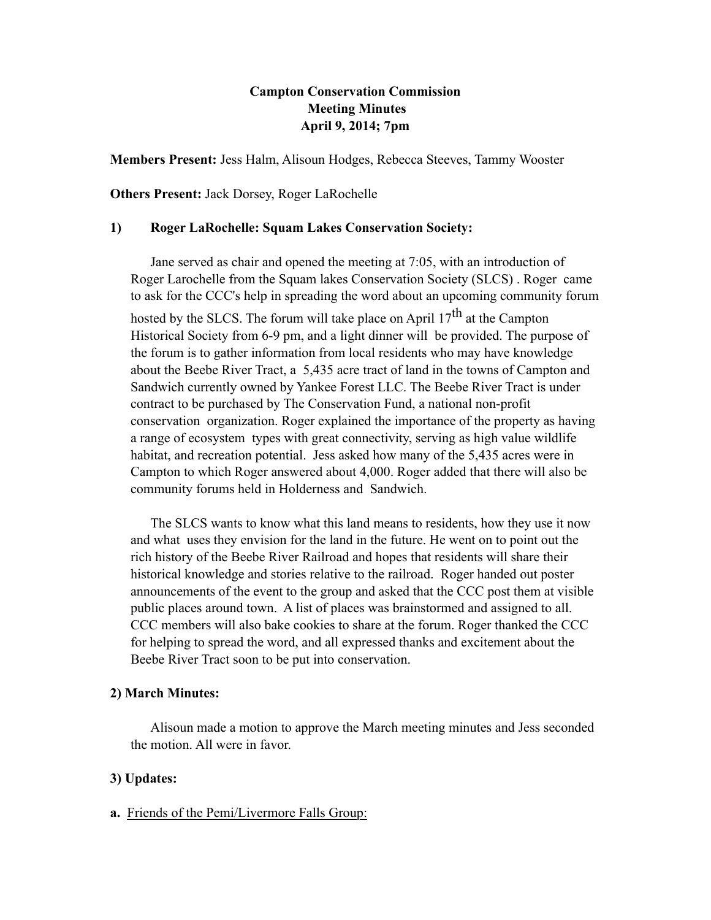**Campton Conservation Commission**
**Meeting Minutes**
**April 9, 2014; 7pm**

**Members Present:** Jess Halm, Alisoun Hodges, Rebecca Steeves, Tammy Wooster

**Others Present:** Jack Dorsey, Roger LaRochelle

**1) Roger LaRochelle: Squam Lakes Conservation Society:**

Jane served as chair and opened the meeting at 7:05, with an introduction of Roger Larochelle from the Squam lakes Conservation Society (SLCS) . Roger came to ask for the CCC's help in spreading the word about an upcoming community forum hosted by the SLCS. The forum will take place on April 17th at the Campton Historical Society from 6-9 pm, and a light dinner will be provided. The purpose of the forum is to gather information from local residents who may have knowledge about the Beebe River Tract, a 5,435 acre tract of land in the towns of Campton and Sandwich currently owned by Yankee Forest LLC. The Beebe River Tract is under contract to be purchased by The Conservation Fund, a national non-profit conservation organization. Roger explained the importance of the property as having a range of ecosystem types with great connectivity, serving as high value wildlife habitat, and recreation potential. Jess asked how many of the 5,435 acres were in Campton to which Roger answered about 4,000. Roger added that there will also be community forums held in Holderness and Sandwich.

The SLCS wants to know what this land means to residents, how they use it now and what uses they envision for the land in the future. He went on to point out the rich history of the Beebe River Railroad and hopes that residents will share their historical knowledge and stories relative to the railroad. Roger handed out poster announcements of the event to the group and asked that the CCC post them at visible public places around town. A list of places was brainstormed and assigned to all. CCC members will also bake cookies to share at the forum. Roger thanked the CCC for helping to spread the word, and all expressed thanks and excitement about the Beebe River Tract soon to be put into conservation.

**2) March Minutes:**

Alisoun made a motion to approve the March meeting minutes and Jess seconded the motion. All were in favor.

**3) Updates:**

**a.** Friends of the Pemi/Livermore Falls Group: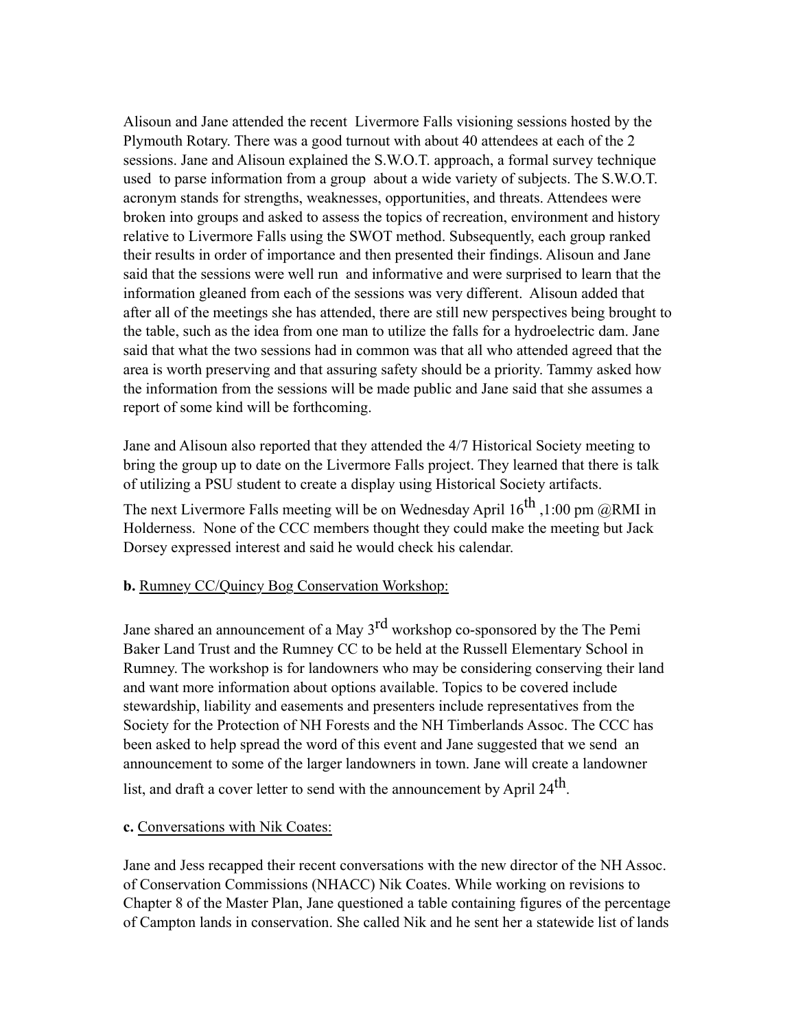Alisoun and Jane attended the recent Livermore Falls visioning sessions hosted by the Plymouth Rotary. There was a good turnout with about 40 attendees at each of the 2 sessions. Jane and Alisoun explained the S.W.O.T. approach, a formal survey technique used to parse information from a group about a wide variety of subjects. The S.W.O.T. acronym stands for strengths, weaknesses, opportunities, and threats. Attendees were broken into groups and asked to assess the topics of recreation, environment and history relative to Livermore Falls using the SWOT method. Subsequently, each group ranked their results in order of importance and then presented their findings. Alisoun and Jane said that the sessions were well run and informative and were surprised to learn that the information gleaned from each of the sessions was very different. Alisoun added that after all of the meetings she has attended, there are still new perspectives being brought to the table, such as the idea from one man to utilize the falls for a hydroelectric dam. Jane said that what the two sessions had in common was that all who attended agreed that the area is worth preserving and that assuring safety should be a priority. Tammy asked how the information from the sessions will be made public and Jane said that she assumes a report of some kind will be forthcoming.

Jane and Alisoun also reported that they attended the 4/7 Historical Society meeting to bring the group up to date on the Livermore Falls project. They learned that there is talk of utilizing a PSU student to create a display using Historical Society artifacts.

The next Livermore Falls meeting will be on Wednesday April 16th ,1:00 pm @RMI in Holderness. None of the CCC members thought they could make the meeting but Jack Dorsey expressed interest and said he would check his calendar.

**b.** Rumney CC/Quincy Bog Conservation Workshop:

Jane shared an announcement of a May 3rd workshop co-sponsored by the The Pemi Baker Land Trust and the Rumney CC to be held at the Russell Elementary School in Rumney. The workshop is for landowners who may be considering conserving their land and want more information about options available. Topics to be covered include stewardship, liability and easements and presenters include representatives from the Society for the Protection of NH Forests and the NH Timberlands Assoc. The CCC has been asked to help spread the word of this event and Jane suggested that we send an announcement to some of the larger landowners in town. Jane will create a landowner list, and draft a cover letter to send with the announcement by April 24th.

**c.** Conversations with Nik Coates:

Jane and Jess recapped their recent conversations with the new director of the NH Assoc. of Conservation Commissions (NHACC) Nik Coates. While working on revisions to Chapter 8 of the Master Plan, Jane questioned a table containing figures of the percentage of Campton lands in conservation. She called Nik and he sent her a statewide list of lands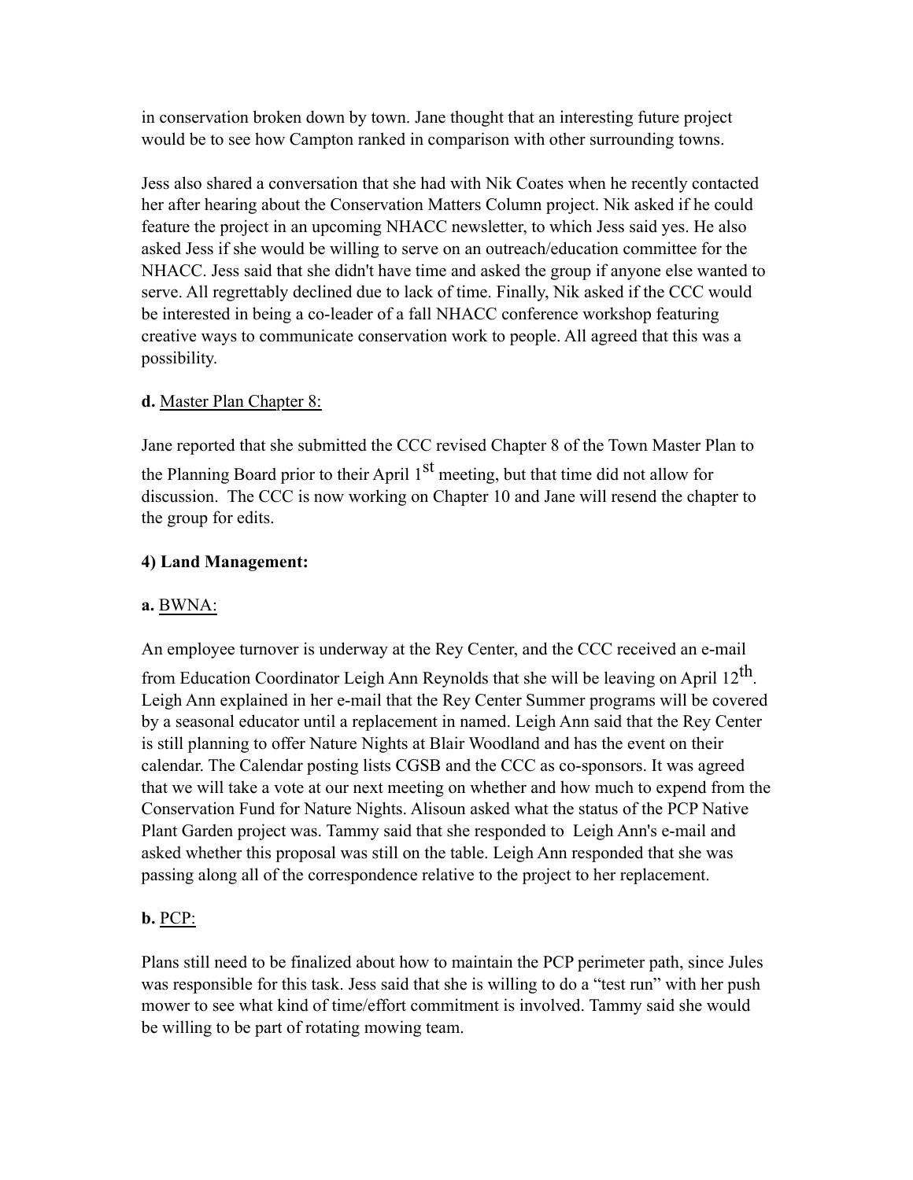in conservation broken down by town. Jane thought that an interesting future project would be to see how Campton ranked in comparison with other surrounding towns.

Jess also shared a conversation that she had with Nik Coates when he recently contacted her after hearing about the Conservation Matters Column project. Nik asked if he could feature the project in an upcoming NHACC newsletter, to which Jess said yes. He also asked Jess if she would be willing to serve on an outreach/education committee for the NHACC. Jess said that she didn't have time and asked the group if anyone else wanted to serve. All regrettably declined due to lack of time. Finally, Nik asked if the CCC would be interested in being a co-leader of a fall NHACC conference workshop featuring creative ways to communicate conservation work to people. All agreed that this was a possibility.

**d.** Master Plan Chapter 8:

Jane reported that she submitted the CCC revised Chapter 8 of the Town Master Plan to the Planning Board prior to their April 1st meeting, but that time did not allow for discussion. The CCC is now working on Chapter 10 and Jane will resend the chapter to the group for edits.

**4) Land Management:**

**a.** BWNA:

An employee turnover is underway at the Rey Center, and the CCC received an e-mail from Education Coordinator Leigh Ann Reynolds that she will be leaving on April 12th. Leigh Ann explained in her e-mail that the Rey Center Summer programs will be covered by a seasonal educator until a replacement in named. Leigh Ann said that the Rey Center is still planning to offer Nature Nights at Blair Woodland and has the event on their calendar. The Calendar posting lists CGSB and the CCC as co-sponsors. It was agreed that we will take a vote at our next meeting on whether and how much to expend from the Conservation Fund for Nature Nights. Alisoun asked what the status of the PCP Native Plant Garden project was. Tammy said that she responded to Leigh Ann's e-mail and asked whether this proposal was still on the table. Leigh Ann responded that she was passing along all of the correspondence relative to the project to her replacement.

**b.** PCP:

Plans still need to be finalized about how to maintain the PCP perimeter path, since Jules was responsible for this task. Jess said that she is willing to do a "test run" with her push mower to see what kind of time/effort commitment is involved. Tammy said she would be willing to be part of rotating mowing team.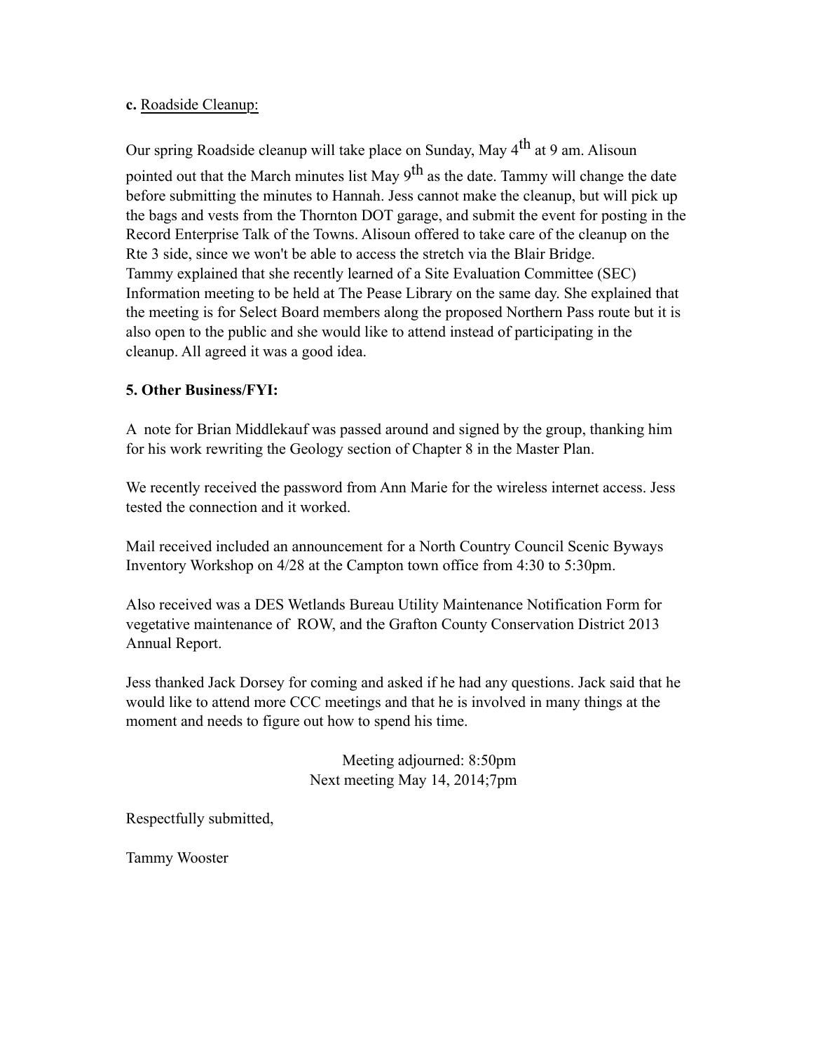**c.** Roadside Cleanup:

Our spring Roadside cleanup will take place on Sunday, May 4$^{th}$ at 9 am. Alisoun pointed out that the March minutes list May 9$^{th}$ as the date. Tammy will change the date before submitting the minutes to Hannah. Jess cannot make the cleanup, but will pick up the bags and vests from the Thornton DOT garage, and submit the event for posting in the Record Enterprise Talk of the Towns. Alisoun offered to take care of the cleanup on the Rte 3 side, since we won't be able to access the stretch via the Blair Bridge. Tammy explained that she recently learned of a Site Evaluation Committee (SEC) Information meeting to be held at The Pease Library on the same day. She explained that the meeting is for Select Board members along the proposed Northern Pass route but it is also open to the public and she would like to attend instead of participating in the cleanup. All agreed it was a good idea.

**5. Other Business/FYI:**

A note for Brian Middlekauf was passed around and signed by the group, thanking him for his work rewriting the Geology section of Chapter 8 in the Master Plan.

We recently received the password from Ann Marie for the wireless internet access. Jess tested the connection and it worked.

Mail received included an announcement for a North Country Council Scenic Byways Inventory Workshop on 4/28 at the Campton town office from 4:30 to 5:30pm.

Also received was a DES Wetlands Bureau Utility Maintenance Notification Form for vegetative maintenance of ROW, and the Grafton County Conservation District 2013 Annual Report.

Jess thanked Jack Dorsey for coming and asked if he had any questions. Jack said that he would like to attend more CCC meetings and that he is involved in many things at the moment and needs to figure out how to spend his time.

Meeting adjourned: 8:50pm
Next meeting May 14, 2014;7pm

Respectfully submitted,

Tammy Wooster